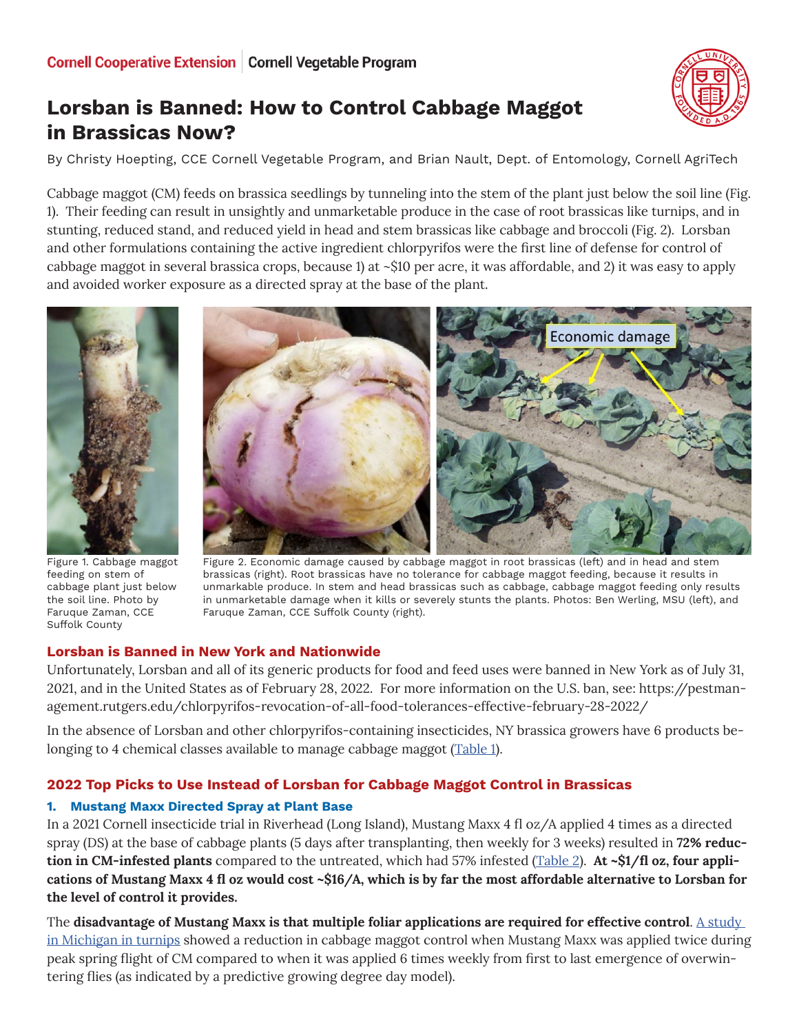Cornell Cooperative Extension | Cornell Vegetable Program

# Lorsban is Banned: How to Control Cabbage Maggot in Brassicas Now?

By Christy Hoepting, CCE Cornell Vegetable Program, and Brian Nault, Dept. of Entomology, Cornell AgriTech

Cabbage maggot (CM) feeds on brassica seedlings by tunneling into the stem of the plant just below the soil line (Fig. 1). Their feeding can result in unsightly and unmarketable produce in the case of root brassicas like turnips, and in stunting, reduced stand, and reduced yield in head and stem brassicas like cabbage and broccoli (Fig. 2). Lorsban and other formulations containing the active ingredient chlorpyrifos were the first line of defense for control of cabbage maggot in several brassica crops, because 1) at ~$10 per acre, it was affordable, and 2) it was easy to apply and avoided worker exposure as a directed spray at the base of the plant.

Figure 1. Cabbage maggot feeding on stem of cabbage plant just below the soil line. Photo by Faruque Zaman, CCE Suffolk County

Figure 2. Economic damage caused by cabbage maggot in root brassicas (left) and in head and stem brassicas (right). Root brassicas have no tolerance for cabbage maggot feeding, because it results in unmarkable produce. In stem and head brassicas such as cabbage, cabbage maggot feeding only results in unmarketable damage when it kills or severely stunts the plants. Photos: Ben Werling, MSU (left), and Faruque Zaman, CCE Suffolk County (right).

## Lorsban is Banned in New York and Nationwide

Unfortunately, Lorsban and all of its generic products for food and feed uses were banned in New York as of July 31, 2021, and in the United States as of February 28, 2022. For more information on the U.S. ban, see: https://pestmanagement.rutgers.edu/chlorpyrifos-revocation-of-all-food-tolerances-effective-february-28-2022/

In the absence of Lorsban and other chlorpyrifos-containing insecticides, NY brassica growers have 6 products belonging to 4 chemical classes available to manage cabbage maggot (Table 1).

## 2022 Top Picks to Use Instead of Lorsban for Cabbage Maggot Control in Brassicas

### 1. Mustang Maxx Directed Spray at Plant Base

In a 2021 Cornell insecticide trial in Riverhead (Long Island), Mustang Maxx 4 fl oz/A applied 4 times as a directed spray (DS) at the base of cabbage plants (5 days after transplanting, then weekly for 3 weeks) resulted in **72% reduction in CM-infested plants** compared to the untreated, which had 57% infested (Table 2). **At ~$1/fl oz, four applications of Mustang Maxx 4 fl oz would cost ~$16/A, which is by far the most affordable alternative to Lorsban for the level of control it provides.**

The **disadvantage of Mustang Maxx is that multiple foliar applications are required for effective control**. A study in Michigan in turnips showed a reduction in cabbage maggot control when Mustang Maxx was applied twice during peak spring flight of CM compared to when it was applied 6 times weekly from first to last emergence of overwintering flies (as indicated by a predictive growing degree day model).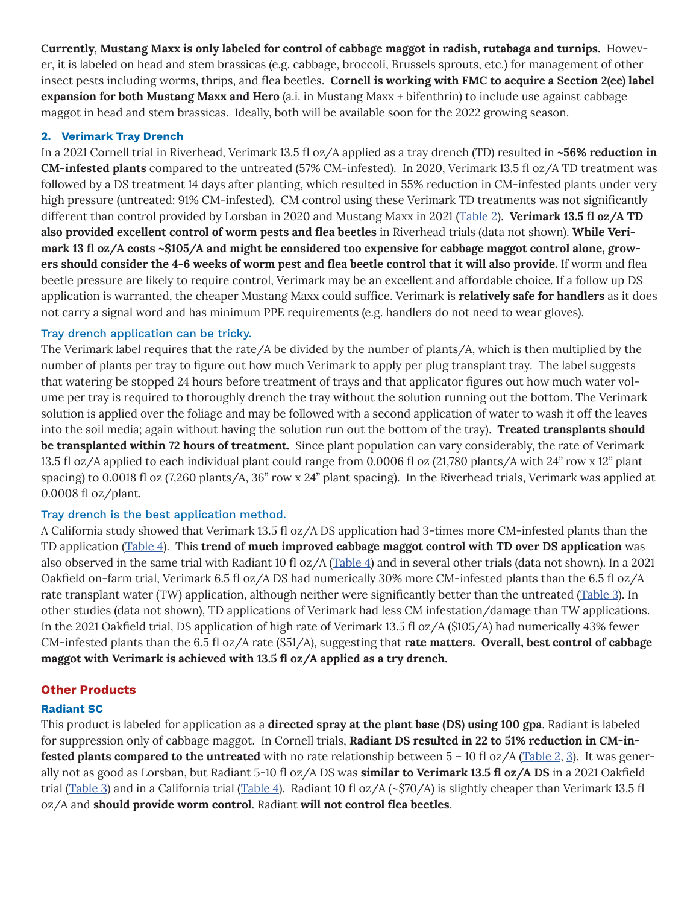**Currently, Mustang Maxx is only labeled for control of cabbage maggot in radish, rutabaga and turnips.** However, it is labeled on head and stem brassicas (e.g. cabbage, broccoli, Brussels sprouts, etc.) for management of other insect pests including worms, thrips, and flea beetles. **Cornell is working with FMC to acquire a Section 2(ee) label expansion for both Mustang Maxx and Hero** (a.i. in Mustang Maxx + bifenthrin) to include use against cabbage maggot in head and stem brassicas. Ideally, both will be available soon for the 2022 growing season.

### 2. Verimark Tray Drench

In a 2021 Cornell trial in Riverhead, Verimark 13.5 fl oz/A applied as a tray drench (TD) resulted in **~56% reduction in CM-infested plants** compared to the untreated (57% CM-infested). In 2020, Verimark 13.5 fl oz/A TD treatment was followed by a DS treatment 14 days after planting, which resulted in 55% reduction in CM-infested plants under very high pressure (untreated: 91% CM-infested). CM control using these Verimark TD treatments was not significantly different than control provided by Lorsban in 2020 and Mustang Maxx in 2021 (Table 2). **Verimark 13.5 fl oz/A TD also provided excellent control of worm pests and flea beetles** in Riverhead trials (data not shown). **While Verimark 13 fl oz/A costs ~$105/A and might be considered too expensive for cabbage maggot control alone, growers should consider the 4-6 weeks of worm pest and flea beetle control that it will also provide.** If worm and flea beetle pressure are likely to require control, Verimark may be an excellent and affordable choice. If a follow up DS application is warranted, the cheaper Mustang Maxx could suffice. Verimark is **relatively safe for handlers** as it does not carry a signal word and has minimum PPE requirements (e.g. handlers do not need to wear gloves).

#### Tray drench application can be tricky.

The Verimark label requires that the rate/A be divided by the number of plants/A, which is then multiplied by the number of plants per tray to figure out how much Verimark to apply per plug transplant tray. The label suggests that watering be stopped 24 hours before treatment of trays and that applicator figures out how much water volume per tray is required to thoroughly drench the tray without the solution running out the bottom. The Verimark solution is applied over the foliage and may be followed with a second application of water to wash it off the leaves into the soil media; again without having the solution run out the bottom of the tray). **Treated transplants should be transplanted within 72 hours of treatment.** Since plant population can vary considerably, the rate of Verimark 13.5 fl oz/A applied to each individual plant could range from 0.0006 fl oz (21,780 plants/A with 24" row x 12" plant spacing) to 0.0018 fl oz (7,260 plants/A, 36" row x 24" plant spacing). In the Riverhead trials, Verimark was applied at 0.0008 fl oz/plant.

#### Tray drench is the best application method.

A California study showed that Verimark 13.5 fl oz/A DS application had 3-times more CM-infested plants than the TD application (Table 4). This **trend of much improved cabbage maggot control with TD over DS application** was also observed in the same trial with Radiant 10 fl oz/A (Table 4) and in several other trials (data not shown). In a 2021 Oakfield on-farm trial, Verimark 6.5 fl oz/A DS had numerically 30% more CM-infested plants than the 6.5 fl oz/A rate transplant water (TW) application, although neither were significantly better than the untreated (Table 3). In other studies (data not shown), TD applications of Verimark had less CM infestation/damage than TW applications. In the 2021 Oakfield trial, DS application of high rate of Verimark 13.5 fl oz/A ($105/A) had numerically 43% fewer CM-infested plants than the 6.5 fl oz/A rate ($51/A), suggesting that **rate matters. Overall, best control of cabbage maggot with Verimark is achieved with 13.5 fl oz/A applied as a try drench.**

## Other Products

### Radiant SC

This product is labeled for application as a **directed spray at the plant base (DS) using 100 gpa**. Radiant is labeled for suppression only of cabbage maggot. In Cornell trials, **Radiant DS resulted in 22 to 51% reduction in CM-infested plants compared to the untreated** with no rate relationship between 5 – 10 fl oz/A (Table 2, 3). It was generally not as good as Lorsban, but Radiant 5-10 fl oz/A DS was **similar to Verimark 13.5 fl oz/A DS** in a 2021 Oakfield trial (Table 3) and in a California trial (Table 4). Radiant 10 fl oz/A (~$70/A) is slightly cheaper than Verimark 13.5 fl oz/A and **should provide worm control**. Radiant **will not control flea beetles**.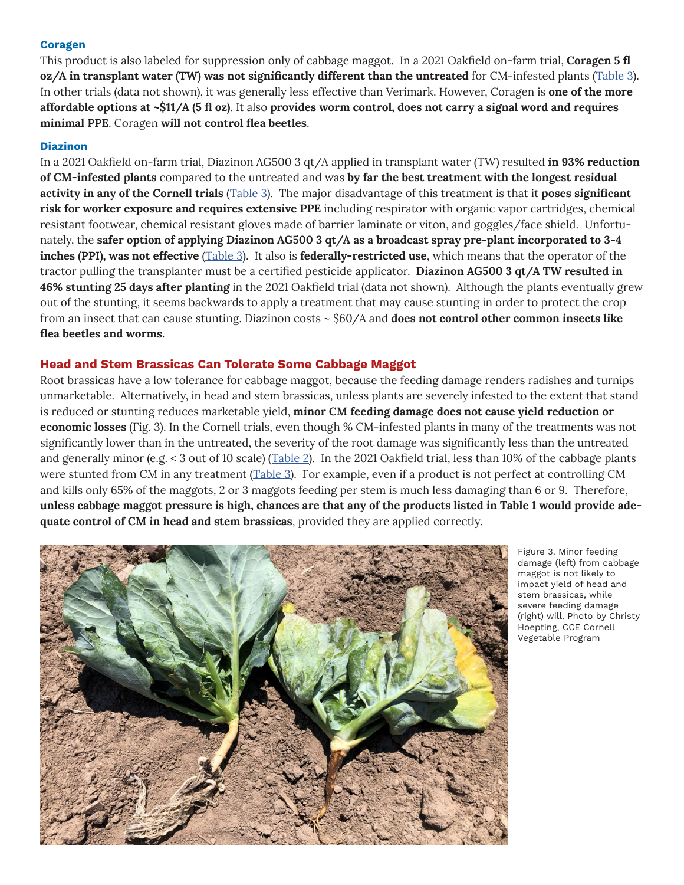### Coragen

This product is also labeled for suppression only of cabbage maggot. In a 2021 Oakfield on-farm trial, **Coragen 5 fl oz/A in transplant water (TW) was not significantly different than the untreated** for CM-infested plants (Table 3). In other trials (data not shown), it was generally less effective than Verimark. However, Coragen is **one of the more affordable options at ~$11/A (5 fl oz)**. It also **provides worm control, does not carry a signal word and requires minimal PPE**. Coragen **will not control flea beetles**.

### Diazinon

In a 2021 Oakfield on-farm trial, Diazinon AG500 3 qt/A applied in transplant water (TW) resulted **in 93% reduction of CM-infested plants** compared to the untreated and was **by far the best treatment with the longest residual activity in any of the Cornell trials** (Table 3). The major disadvantage of this treatment is that it **poses significant risk for worker exposure and requires extensive PPE** including respirator with organic vapor cartridges, chemical resistant footwear, chemical resistant gloves made of barrier laminate or viton, and goggles/face shield. Unfortunately, the **safer option of applying Diazinon AG500 3 qt/A as a broadcast spray pre-plant incorporated to 3-4 inches (PPI), was not effective** (Table 3). It also is **federally-restricted use**, which means that the operator of the tractor pulling the transplanter must be a certified pesticide applicator. **Diazinon AG500 3 qt/A TW resulted in 46% stunting 25 days after planting** in the 2021 Oakfield trial (data not shown). Although the plants eventually grew out of the stunting, it seems backwards to apply a treatment that may cause stunting in order to protect the crop from an insect that can cause stunting. Diazinon costs ~ $60/A and **does not control other common insects like flea beetles and worms**.

## Head and Stem Brassicas Can Tolerate Some Cabbage Maggot

Root brassicas have a low tolerance for cabbage maggot, because the feeding damage renders radishes and turnips unmarketable. Alternatively, in head and stem brassicas, unless plants are severely infested to the extent that stand is reduced or stunting reduces marketable yield, **minor CM feeding damage does not cause yield reduction or economic losses** (Fig. 3). In the Cornell trials, even though % CM-infested plants in many of the treatments was not significantly lower than in the untreated, the severity of the root damage was significantly less than the untreated and generally minor (e.g. < 3 out of 10 scale) (Table 2). In the 2021 Oakfield trial, less than 10% of the cabbage plants were stunted from CM in any treatment (Table 3). For example, even if a product is not perfect at controlling CM and kills only 65% of the maggots, 2 or 3 maggots feeding per stem is much less damaging than 6 or 9. Therefore, **unless cabbage maggot pressure is high, chances are that any of the products listed in Table 1 would provide adequate control of CM in head and stem brassicas**, provided they are applied correctly.

Figure 3. Minor feeding damage (left) from cabbage maggot is not likely to impact yield of head and stem brassicas, while severe feeding damage (right) will. Photo by Christy Hoepting, CCE Cornell Vegetable Program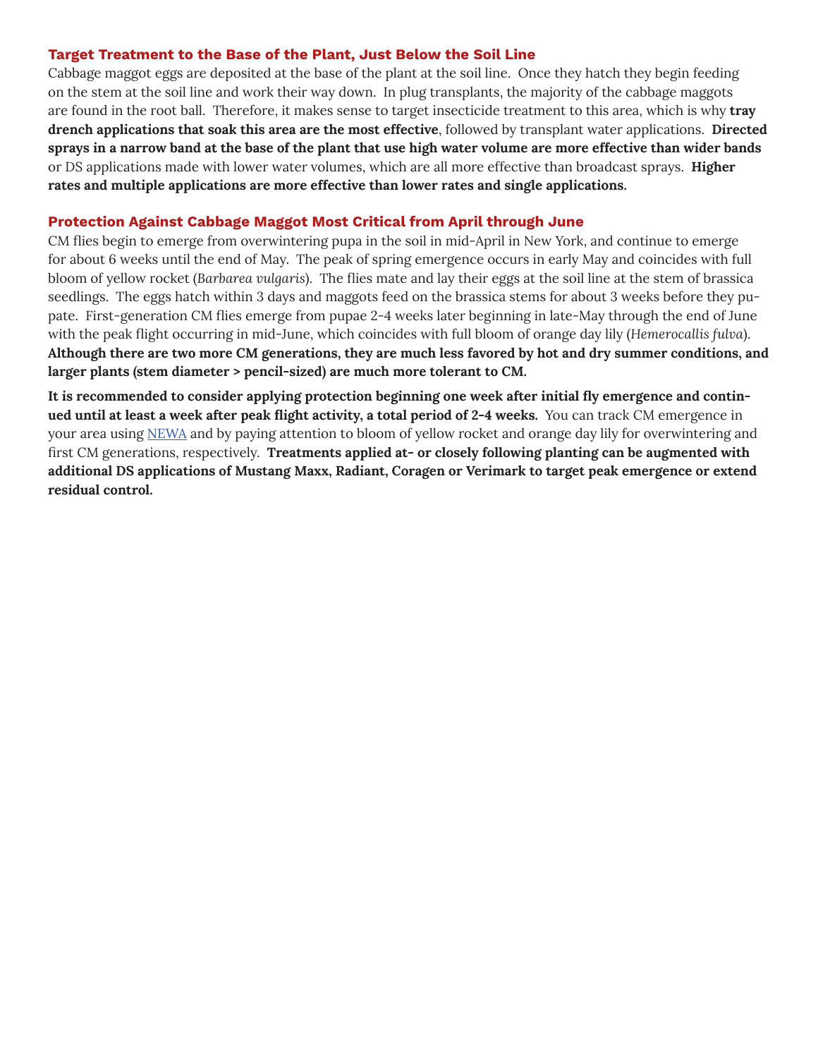## Target Treatment to the Base of the Plant, Just Below the Soil Line

Cabbage maggot eggs are deposited at the base of the plant at the soil line. Once they hatch they begin feeding on the stem at the soil line and work their way down. In plug transplants, the majority of the cabbage maggots are found in the root ball. Therefore, it makes sense to target insecticide treatment to this area, which is why **tray drench applications that soak this area are the most effective**, followed by transplant water applications. **Directed sprays in a narrow band at the base of the plant that use high water volume are more effective than wider bands** or DS applications made with lower water volumes, which are all more effective than broadcast sprays. **Higher rates and multiple applications are more effective than lower rates and single applications.**

## Protection Against Cabbage Maggot Most Critical from April through June

CM flies begin to emerge from overwintering pupa in the soil in mid-April in New York, and continue to emerge for about 6 weeks until the end of May. The peak of spring emergence occurs in early May and coincides with full bloom of yellow rocket (*Barbarea vulgaris*). The flies mate and lay their eggs at the soil line at the stem of brassica seedlings. The eggs hatch within 3 days and maggots feed on the brassica stems for about 3 weeks before they pupate. First-generation CM flies emerge from pupae 2-4 weeks later beginning in late-May through the end of June with the peak flight occurring in mid-June, which coincides with full bloom of orange day lily (*Hemerocallis fulva*). **Although there are two more CM generations, they are much less favored by hot and dry summer conditions, and larger plants (stem diameter > pencil-sized) are much more tolerant to CM.**

**It is recommended to consider applying protection beginning one week after initial fly emergence and continued until at least a week after peak flight activity, a total period of 2-4 weeks.** You can track CM emergence in your area using NEWA and by paying attention to bloom of yellow rocket and orange day lily for overwintering and first CM generations, respectively. **Treatments applied at- or closely following planting can be augmented with additional DS applications of Mustang Maxx, Radiant, Coragen or Verimark to target peak emergence or extend residual control.**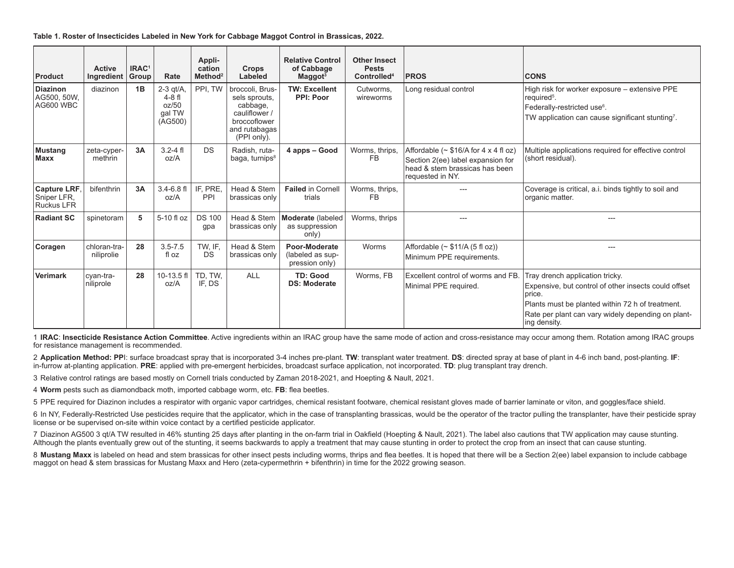**Table 1. Roster of Insecticides Labeled in New York for Cabbage Maggot Control in Brassicas, 2022.**

| Product | Active Ingredient | IRAC[1] Group | Rate | Application Method[2] | Crops Labeled | Relative Control of Cabbage Maggot[3] | Other Insect Pests Controlled[4] | PROS | CONS |
|---|---|---|---|---|---|---|---|---|---|
| **Diazinon** AG500, 50W, AG600 WBC | diazinon | **1B** | 2-3 qt/A, 4-8 fl oz/50 gal TW (AG500) | PPI, TW | broccoli, Brussels sprouts, cabbage, cauliflower / broccoflower and rutabagas (PPI only). | **TW: Excellent PPI: Poor** | Cutworms, wireworms | Long residual control | High risk for worker exposure – extensive PPE required[5]. Federally-restricted use[6]. TW application can cause significant stunting[7]. |
| **Mustang Maxx** | zeta-cypermethrin | **3A** | 3.2-4 fl oz/A | DS | Radish, rutabaga, turnips[8] | **4 apps – Good** | Worms, thrips, FB | Affordable (~ $16/A for 4 x 4 fl oz) Section 2(ee) label expansion for head & stem brassicas has been requested in NY. | Multiple applications required for effective control (short residual). |
| **Capture LRF**, Sniper LFR, Ruckus LFR | bifenthrin | **3A** | 3.4-6.8 fl oz/A | IF, PRE, PPI | Head & Stem brassicas only | **Failed** in Cornell trials | Worms, thrips, FB | --- | Coverage is critical, a.i. binds tightly to soil and organic matter. |
| **Radiant SC** | spinetoram | **5** | 5-10 fl oz | DS 100 gpa | Head & Stem brassicas only | **Moderate** (labeled as suppression only) | Worms, thrips | --- | --- |
| **Coragen** | chlorantraniliprolie | **28** | 3.5-7.5 fl oz | TW, IF, DS | Head & Stem brassicas only | **Poor-Moderate** (labeled as suppression only) | Worms | Affordable (~ $11/A (5 fl oz)) Minimum PPE requirements. | --- |
| **Verimark** | cyan-traniliprole | **28** | 10-13.5 fl oz/A | TD, TW, IF, DS | ALL | **TD: Good DS: Moderate** | Worms, FB | Excellent control of worms and FB. Minimal PPE required. | Tray drench application tricky. Expensive, but control of other insects could offset price. Plants must be planted within 72 h of treatment. Rate per plant can vary widely depending on planting density. |

1 **IRAC**: **Insecticide Resistance Action Committee**. Active ingredients within an IRAC group have the same mode of action and cross-resistance may occur among them. Rotation among IRAC groups for resistance management is recommended.

2 **Application Method: PP**I: surface broadcast spray that is incorporated 3-4 inches pre-plant. **TW**: transplant water treatment. **DS**: directed spray at base of plant in 4-6 inch band, post-planting. **IF**: in-furrow at-planting application. **PRE**: applied with pre-emergent herbicides, broadcast surface application, not incorporated. **TD**: plug transplant tray drench.

3 Relative control ratings are based mostly on Cornell trials conducted by Zaman 2018-2021, and Hoepting & Nault, 2021.

4 **Worm** pests such as diamondback moth, imported cabbage worm, etc. **FB**: flea beetles.

5 PPE required for Diazinon includes a respirator with organic vapor cartridges, chemical resistant footware, chemical resistant gloves made of barrier laminate or viton, and goggles/face shield.

6 In NY, Federally-Restricted Use pesticides require that the applicator, which in the case of transplanting brassicas, would be the operator of the tractor pulling the transplanter, have their pesticide spray license or be supervised on-site within voice contact by a certified pesticide applicator.

7 Diazinon AG500 3 qt/A TW resulted in 46% stunting 25 days after planting in the on-farm trial in Oakfield (Hoepting & Nault, 2021). The label also cautions that TW application may cause stunting. Although the plants eventually grew out of the stunting, it seems backwards to apply a treatment that may cause stunting in order to protect the crop from an insect that can cause stunting.

8 **Mustang Maxx** is labeled on head and stem brassicas for other insect pests including worms, thrips and flea beetles. It is hoped that there will be a Section 2(ee) label expansion to include cabbage maggot on head & stem brassicas for Mustang Maxx and Hero (zeta-cypermethrin + bifenthrin) in time for the 2022 growing season.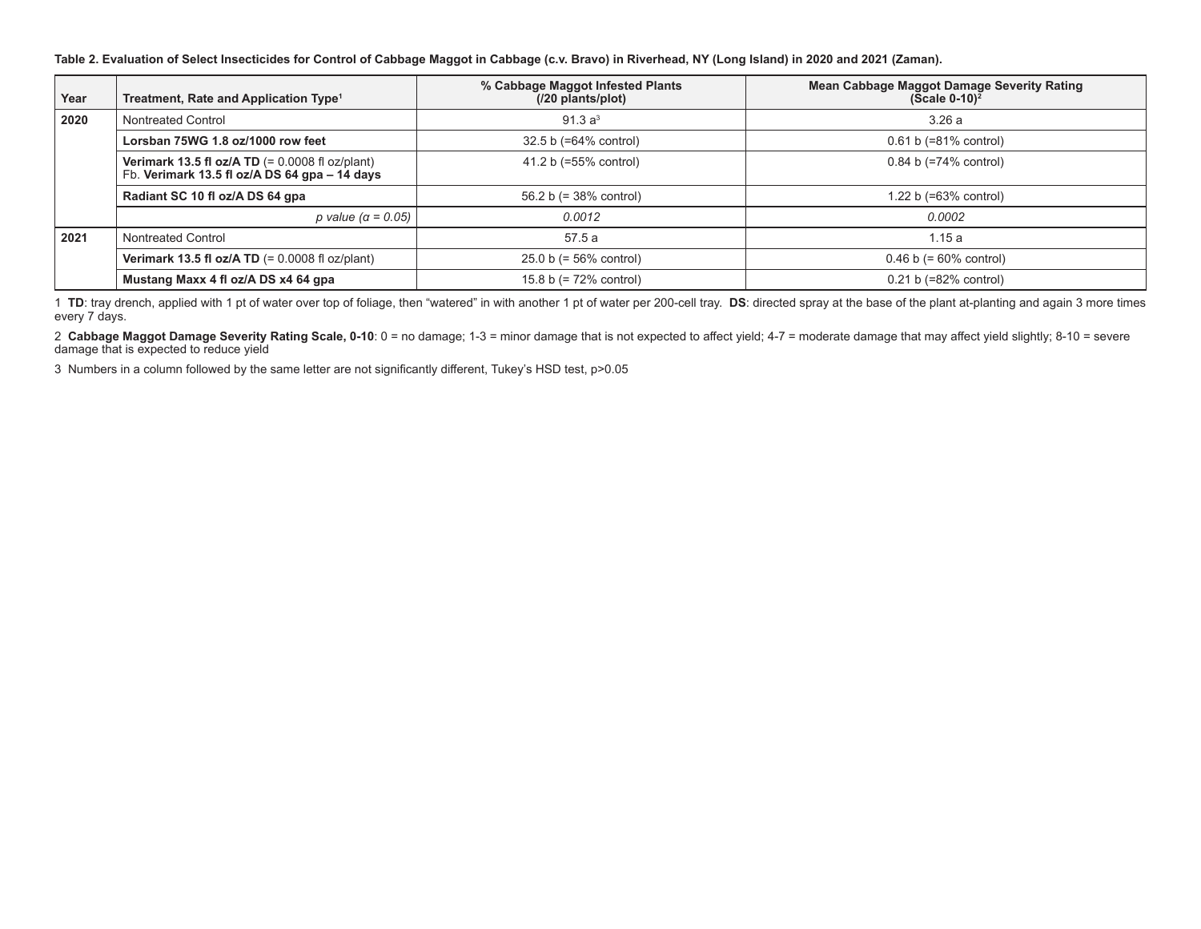**Table 2. Evaluation of Select Insecticides for Control of Cabbage Maggot in Cabbage (c.v. Bravo) in Riverhead, NY (Long Island) in 2020 and 2021 (Zaman).**

| Year | Treatment, Rate and Application Type[1] | % Cabbage Maggot Infested Plants (/20 plants/plot) | Mean Cabbage Maggot Damage Severity Rating (Scale 0-10)[2] |
|---|---|---|---|
| **2020** | Nontreated Control | 91.3 a[3] | 3.26 a |
| | **Lorsban 75WG 1.8 oz/1000 row feet** | 32.5 b (=64% control) | 0.61 b (=81% control) |
| | **Verimark 13.5 fl oz/A TD** (= 0.0008 fl oz/plant) Fb. **Verimark 13.5 fl oz/A DS 64 gpa – 14 days** | 41.2 b (=55% control) | 0.84 b (=74% control) |
| | **Radiant SC 10 fl oz/A DS 64 gpa** | 56.2 b (= 38% control) | 1.22 b (=63% control) |
| | *p value (α = 0.05)* | *0.0012* | *0.0002* |
| **2021** | Nontreated Control | 57.5 a | 1.15 a |
| | **Verimark 13.5 fl oz/A TD** (= 0.0008 fl oz/plant) | 25.0 b (= 56% control) | 0.46 b (= 60% control) |
| | **Mustang Maxx 4 fl oz/A DS x4 64 gpa** | 15.8 b (= 72% control) | 0.21 b (=82% control) |

1 **TD**: tray drench, applied with 1 pt of water over top of foliage, then "watered" in with another 1 pt of water per 200-cell tray. **DS**: directed spray at the base of the plant at-planting and again 3 more times every 7 days.

2 **Cabbage Maggot Damage Severity Rating Scale, 0-10**: 0 = no damage; 1-3 = minor damage that is not expected to affect yield; 4-7 = moderate damage that may affect yield slightly; 8-10 = severe damage that is expected to reduce yield

3 Numbers in a column followed by the same letter are not significantly different, Tukey's HSD test, $p>0.05$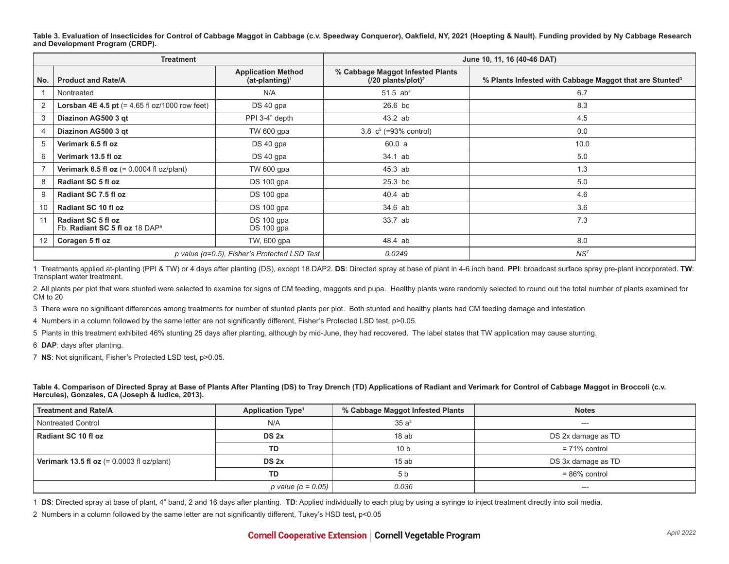**Table 3. Evaluation of Insecticides for Control of Cabbage Maggot in Cabbage (c.v. Speedway Conqueror), Oakfield, NY, 2021 (Hoepting & Nault). Funding provided by Ny Cabbage Research and Development Program (CRDP).**

| Treatment | | | June 10, 11, 16 (40-46 DAT) | |
|---|---|---|---|---|
| **No.** | **Product and Rate/A** | **Application Method (at-planting)**[1] | **% Cabbage Maggot Infested Plants (/20 plants/plot)**[2] | **% Plants Infested with Cabbage Maggot that are Stunted**[3] |
| 1 | Nontreated | N/A | 51.5 ab[4] | 6.7 |
| 2 | **Lorsban 4E 4.5 pt** (= 4.65 fl oz/1000 row feet) | DS 40 gpa | 26.6 bc | 8.3 |
| 3 | **Diazinon AG500 3 qt** | PPI 3-4" depth | 43.2 ab | 4.5 |
| 4 | **Diazinon AG500 3 qt** | TW 600 gpa | 3.8 c[5] (=93% control) | 0.0 |
| 5 | **Verimark 6.5 fl oz** | DS 40 gpa | 60.0 a | 10.0 |
| 6 | **Verimark 13.5 fl oz** | DS 40 gpa | 34.1 ab | 5.0 |
| 7 | **Verimark 6.5 fl oz** (= 0.0004 fl oz/plant) | TW 600 gpa | 45.3 ab | 1.3 |
| 8 | **Radiant SC 5 fl oz** | DS 100 gpa | 25.3 bc | 5.0 |
| 9 | **Radiant SC 7.5 fl oz** | DS 100 gpa | 40.4 ab | 4.6 |
| 10 | **Radiant SC 10 fl oz** | DS 100 gpa | 34.6 ab | 3.6 |
| 11 | **Radiant SC 5 fl oz** Fb. **Radiant SC 5 fl oz** 18 DAP[6] | DS 100 gpa DS 100 gpa | 33.7 ab | 7.3 |
| 12 | **Coragen 5 fl oz** | TW, 600 gpa | 48.4 ab | 8.0 |
| | | *p value (α=0.5), Fisher's Protected LSD Test* | *0.0249* | *NS*[7] |

1 Treatments applied at-planting (PPI & TW) or 4 days after planting (DS), except 18 DAP2. **DS**: Directed spray at base of plant in 4-6 inch band. **PPI**: broadcast surface spray pre-plant incorporated. **TW**: Transplant water treatment.

2 All plants per plot that were stunted were selected to examine for signs of CM feeding, maggots and pupa. Healthy plants were randomly selected to round out the total number of plants examined for CM to 20

3 There were no significant differences among treatments for number of stunted plants per plot. Both stunted and healthy plants had CM feeding damage and infestation

4 Numbers in a column followed by the same letter are not significantly different, Fisher's Protected LSD test, p>0.05.

5 Plants in this treatment exhibited 46% stunting 25 days after planting, although by mid-June, they had recovered. The label states that TW application may cause stunting.

6 **DAP**: days after planting.

7 **NS**: Not significant, Fisher's Protected LSD test, p>0.05.

**Table 4. Comparison of Directed Spray at Base of Plants After Planting (DS) to Tray Drench (TD) Applications of Radiant and Verimark for Control of Cabbage Maggot in Broccoli (c.v. Hercules), Gonzales, CA (Joseph & Iudice, 2013).**

| Treatment and Rate/A | Application Type[1] | % Cabbage Maggot Infested Plants | Notes |
|---|---|---|---|
| Nontreated Control | N/A | 35 a[2] | --- |
| **Radiant SC 10 fl oz** | **DS 2x** | 18 ab | DS 2x damage as TD |
| | **TD** | 10 b | = 71% control |
| **Verimark 13.5 fl oz** (= 0.0003 fl oz/plant) | **DS 2x** | 15 ab | DS 3x damage as TD |
| | **TD** | 5 b | = 86% control |
| | *p value (α = 0.05)* | *0.036* | --- |

1 **DS**: Directed spray at base of plant, 4" band, 2 and 16 days after planting. **TD**: Applied individually to each plug by using a syringe to inject treatment directly into soil media.

2 Numbers in a column followed by the same letter are not significantly different, Tukey's HSD test, p<0.05

Cornell Cooperative Extension | Cornell Vegetable Program

April 2022